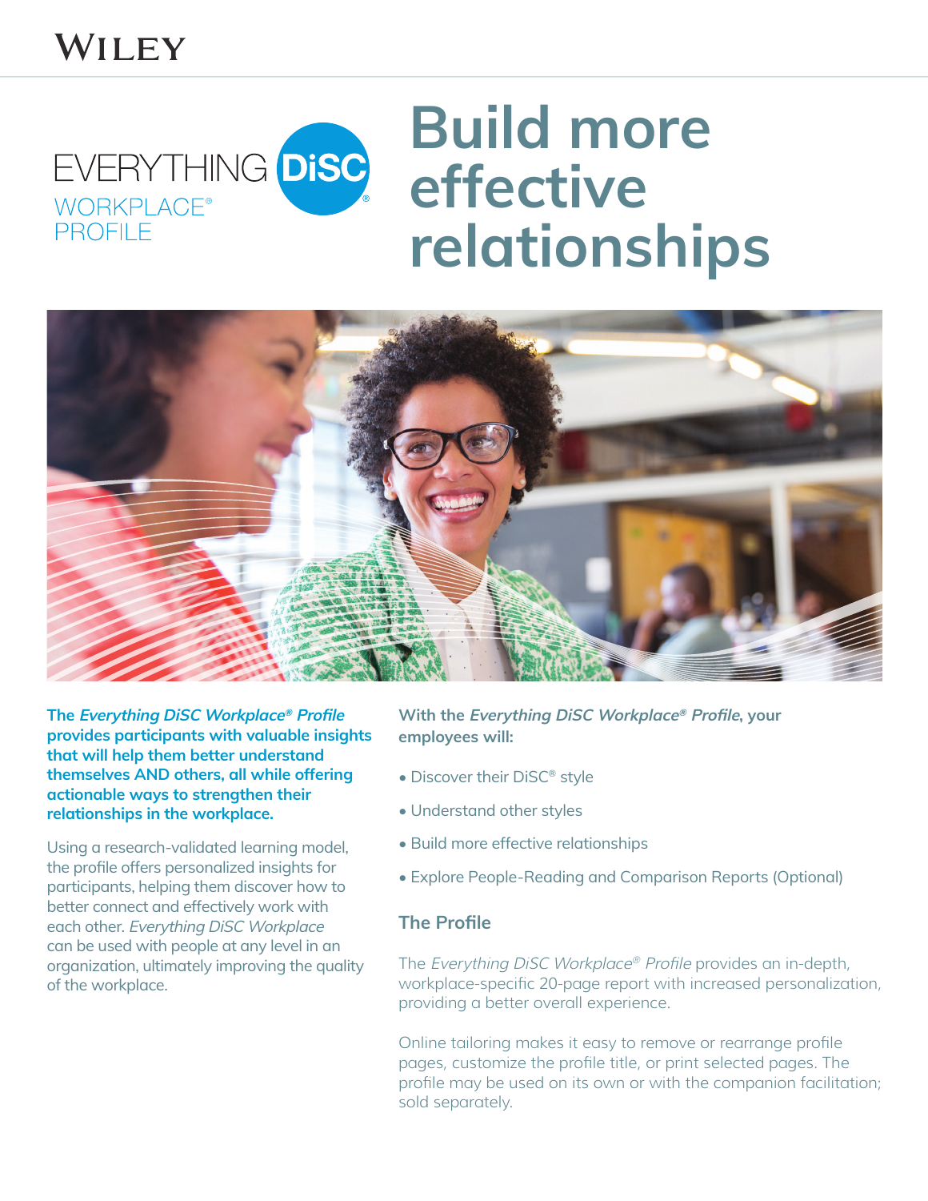WILEY

EVERYTHING DiSC® WORKPLACE® PROFILE

# Build more effective relationships

**The *Everything DiSC Workplace® Profile* provides participants with valuable insights that will help them better understand themselves AND others, all while offering actionable ways to strengthen their relationships in the workplace.**

Using a research-validated learning model, the profile offers personalized insights for participants, helping them discover how to better connect and effectively work with each other. *Everything DiSC Workplace* can be used with people at any level in an organization, ultimately improving the quality of the workplace.

**With the *Everything DiSC Workplace® Profile*, your employees will:**

- Discover their DiSC® style
- Understand other styles
- Build more effective relationships
- Explore People-Reading and Comparison Reports (Optional)

## The Profile

The *Everything DiSC Workplace® Profile* provides an in-depth, workplace-specific 20-page report with increased personalization, providing a better overall experience.

Online tailoring makes it easy to remove or rearrange profile pages, customize the profile title, or print selected pages. The profile may be used on its own or with the companion facilitation; sold separately.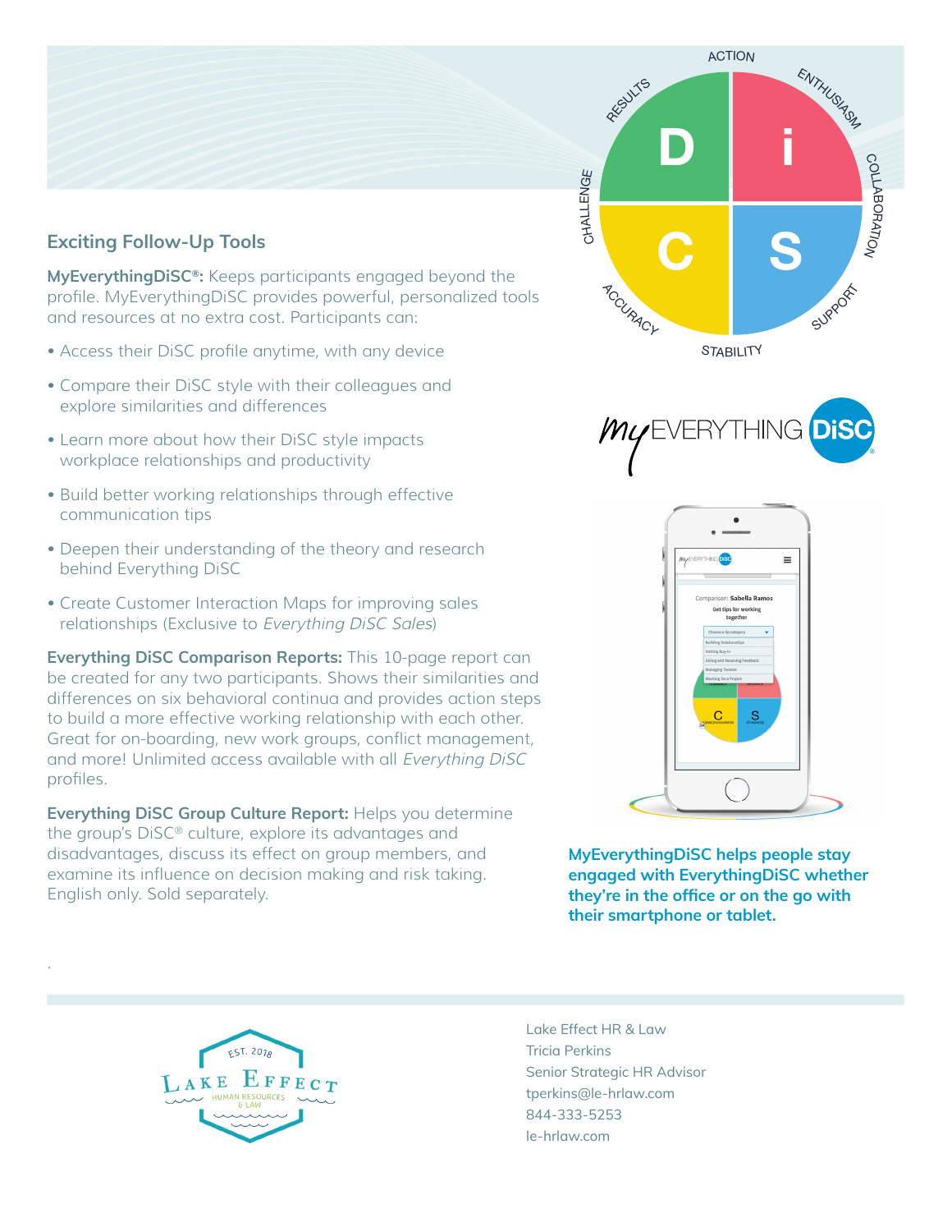## Exciting Follow-Up Tools

**MyEverythingDiSC®:** Keeps participants engaged beyond the profile. MyEverythingDiSC provides powerful, personalized tools and resources at no extra cost. Participants can:

- Access their DiSC profile anytime, with any device
- Compare their DiSC style with their colleagues and explore similarities and differences
- Learn more about how their DiSC style impacts workplace relationships and productivity
- Build better working relationships through effective communication tips
- Deepen their understanding of the theory and research behind Everything DiSC
- Create Customer Interaction Maps for improving sales relationships (Exclusive to *Everything DiSC Sales*)

**Everything DiSC Comparison Reports:** This 10-page report can be created for any two participants. Shows their similarities and differences on six behavioral continua and provides action steps to build a more effective working relationship with each other. Great for on-boarding, new work groups, conflict management, and more! Unlimited access available with all *Everything DiSC* profiles.

**Everything DiSC Group Culture Report:** Helps you determine the group's DiSC® culture, explore its advantages and disadvantages, discuss its effect on group members, and examine its influence on decision making and risk taking. English only. Sold separately.

**MyEverythingDiSC helps people stay engaged with EverythingDiSC whether they're in the office or on the go with their smartphone or tablet.**

Lake Effect HR & Law
Tricia Perkins
Senior Strategic HR Advisor
tperkins@le-hrlaw.com
844-333-5253
le-hrlaw.com